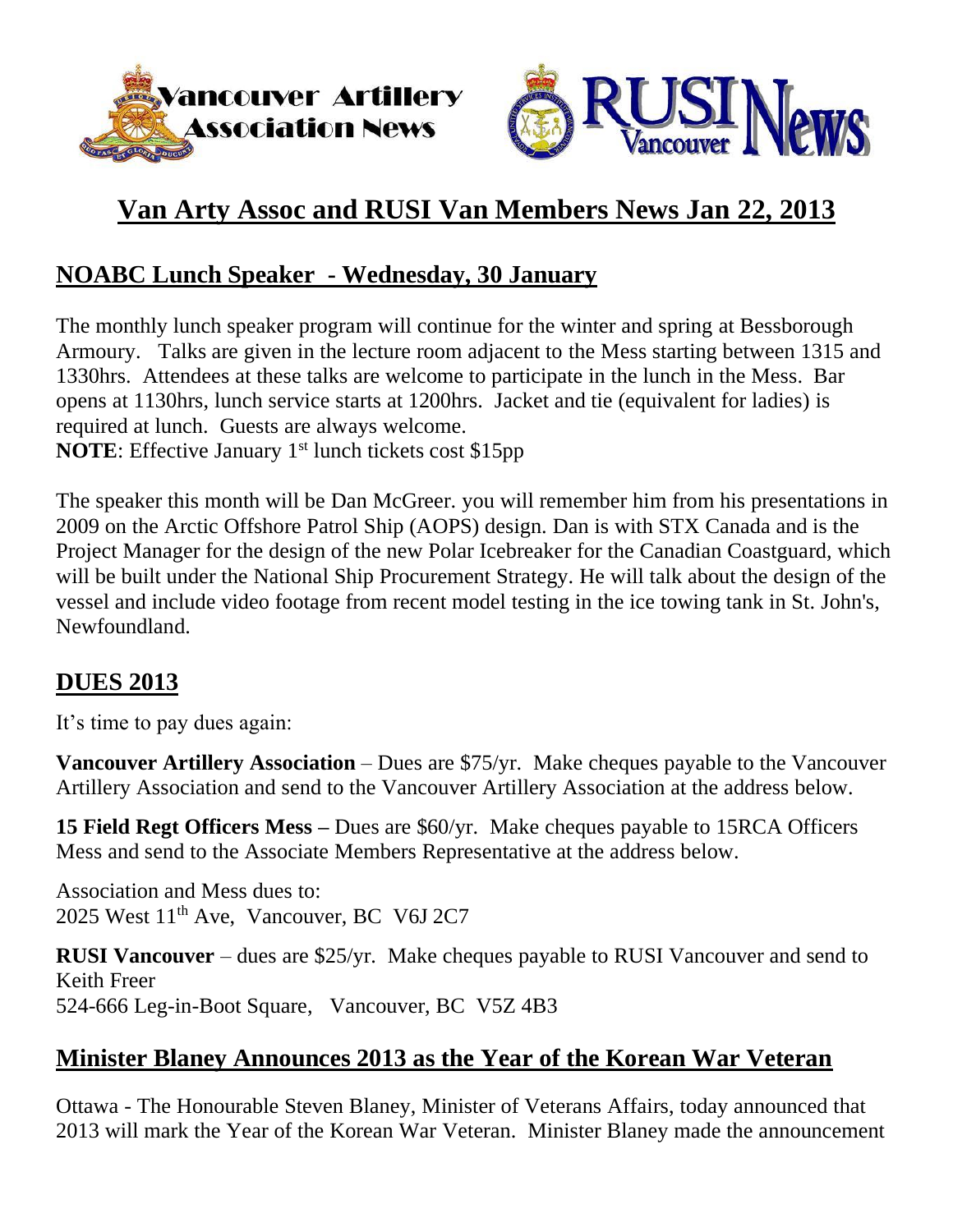# Van Arty Assoc and RUSI Van Members News Jan 22, 2013

## NOABC Lunch Speaker - Wednesday, 30 January

The monthly lunch speaker program will continue for the winter and spring at Bessborough Armoury. Talks are given in the lecture room adjacent to the Mess starting between 1315 and 1330hrs. Attendees at these talks are welcome to participate in the lunch in the Mess. Bar opens at 1130hrs, lunch service starts at 1200hrs. Jacket and tie (equivalent for ladies) is required at lunch. Guests are always welcome.

**NOTE**: Effective January 1st lunch tickets cost $15pp

The speaker this month will be Dan McGreer. you will remember him from his presentations in 2009 on the Arctic Offshore Patrol Ship (AOPS) design. Dan is with STX Canada and is the Project Manager for the design of the new Polar Icebreaker for the Canadian Coastguard, which will be built under the National Ship Procurement Strategy. He will talk about the design of the vessel and include video footage from recent model testing in the ice towing tank in St. John's, Newfoundland.

## DUES 2013

It's time to pay dues again:

**Vancouver Artillery Association** – Dues are $75/yr. Make cheques payable to the Vancouver Artillery Association and send to the Vancouver Artillery Association at the address below.

**15 Field Regt Officers Mess –** Dues are $60/yr. Make cheques payable to 15RCA Officers Mess and send to the Associate Members Representative at the address below.

Association and Mess dues to:
2025 West 11th Ave, Vancouver, BC V6J 2C7

**RUSI Vancouver** – dues are $25/yr. Make cheques payable to RUSI Vancouver and send to Keith Freer
524-666 Leg-in-Boot Square, Vancouver, BC V5Z 4B3

## Minister Blaney Announces 2013 as the Year of the Korean War Veteran

Ottawa - The Honourable Steven Blaney, Minister of Veterans Affairs, today announced that 2013 will mark the Year of the Korean War Veteran. Minister Blaney made the announcement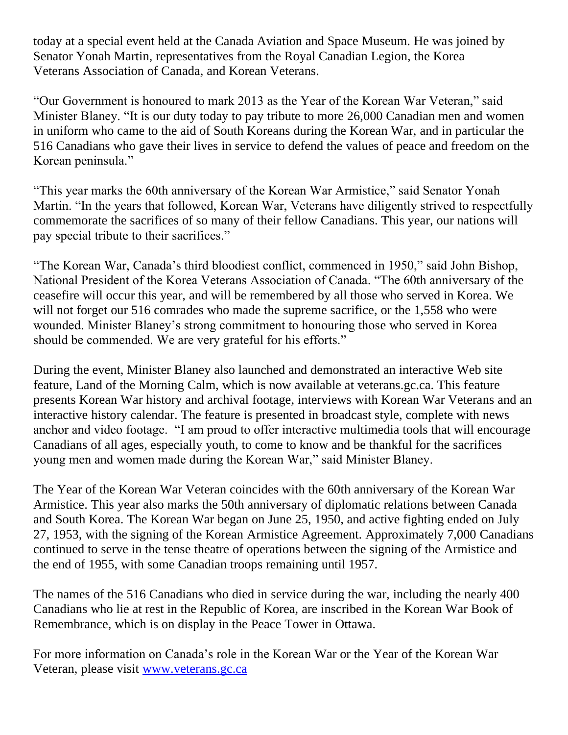today at a special event held at the Canada Aviation and Space Museum. He was joined by Senator Yonah Martin, representatives from the Royal Canadian Legion, the Korea Veterans Association of Canada, and Korean Veterans.

"Our Government is honoured to mark 2013 as the Year of the Korean War Veteran," said Minister Blaney. "It is our duty today to pay tribute to more 26,000 Canadian men and women in uniform who came to the aid of South Koreans during the Korean War, and in particular the 516 Canadians who gave their lives in service to defend the values of peace and freedom on the Korean peninsula."

"This year marks the 60th anniversary of the Korean War Armistice," said Senator Yonah Martin. "In the years that followed, Korean War, Veterans have diligently strived to respectfully commemorate the sacrifices of so many of their fellow Canadians. This year, our nations will pay special tribute to their sacrifices."

"The Korean War, Canada's third bloodiest conflict, commenced in 1950," said John Bishop, National President of the Korea Veterans Association of Canada. "The 60th anniversary of the ceasefire will occur this year, and will be remembered by all those who served in Korea. We will not forget our 516 comrades who made the supreme sacrifice, or the 1,558 who were wounded. Minister Blaney's strong commitment to honouring those who served in Korea should be commended. We are very grateful for his efforts."

During the event, Minister Blaney also launched and demonstrated an interactive Web site feature, Land of the Morning Calm, which is now available at veterans.gc.ca. This feature presents Korean War history and archival footage, interviews with Korean War Veterans and an interactive history calendar. The feature is presented in broadcast style, complete with news anchor and video footage. "I am proud to offer interactive multimedia tools that will encourage Canadians of all ages, especially youth, to come to know and be thankful for the sacrifices young men and women made during the Korean War," said Minister Blaney.

The Year of the Korean War Veteran coincides with the 60th anniversary of the Korean War Armistice. This year also marks the 50th anniversary of diplomatic relations between Canada and South Korea. The Korean War began on June 25, 1950, and active fighting ended on July 27, 1953, with the signing of the Korean Armistice Agreement. Approximately 7,000 Canadians continued to serve in the tense theatre of operations between the signing of the Armistice and the end of 1955, with some Canadian troops remaining until 1957.

The names of the 516 Canadians who died in service during the war, including the nearly 400 Canadians who lie at rest in the Republic of Korea, are inscribed in the Korean War Book of Remembrance, which is on display in the Peace Tower in Ottawa.

For more information on Canada's role in the Korean War or the Year of the Korean War Veteran, please visit [www.veterans.gc.ca](http://www.veterans.gc.ca)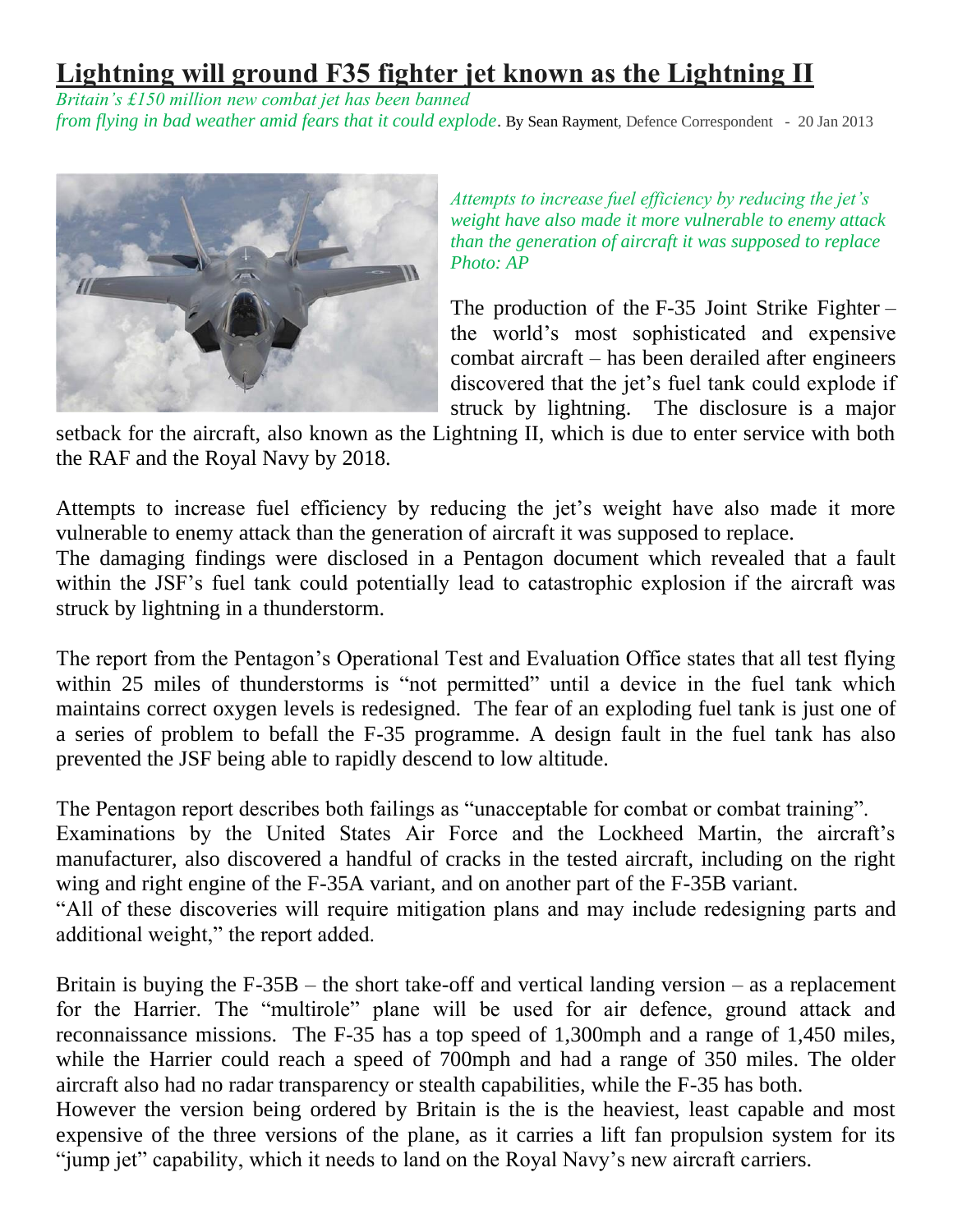# Lightning will ground F35 fighter jet known as the Lightning II

*Britain's £150 million new combat jet has been banned from flying in bad weather amid fears that it could explode*. By Sean Rayment, Defence Correspondent - 20 Jan 2013

*Attempts to increase fuel efficiency by reducing the jet's weight have also made it more vulnerable to enemy attack than the generation of aircraft it was supposed to replace Photo: AP*

The production of the F-35 Joint Strike Fighter – the world's most sophisticated and expensive combat aircraft – has been derailed after engineers discovered that the jet's fuel tank could explode if struck by lightning. The disclosure is a major setback for the aircraft, also known as the Lightning II, which is due to enter service with both the RAF and the Royal Navy by 2018.

Attempts to increase fuel efficiency by reducing the jet's weight have also made it more vulnerable to enemy attack than the generation of aircraft it was supposed to replace.

The damaging findings were disclosed in a Pentagon document which revealed that a fault within the JSF's fuel tank could potentially lead to catastrophic explosion if the aircraft was struck by lightning in a thunderstorm.

The report from the Pentagon's Operational Test and Evaluation Office states that all test flying within 25 miles of thunderstorms is "not permitted" until a device in the fuel tank which maintains correct oxygen levels is redesigned. The fear of an exploding fuel tank is just one of a series of problem to befall the F-35 programme. A design fault in the fuel tank has also prevented the JSF being able to rapidly descend to low altitude.

The Pentagon report describes both failings as "unacceptable for combat or combat training".

Examinations by the United States Air Force and the Lockheed Martin, the aircraft's manufacturer, also discovered a handful of cracks in the tested aircraft, including on the right wing and right engine of the F-35A variant, and on another part of the F-35B variant.

"All of these discoveries will require mitigation plans and may include redesigning parts and additional weight," the report added.

Britain is buying the F-35B – the short take-off and vertical landing version – as a replacement for the Harrier. The "multirole" plane will be used for air defence, ground attack and reconnaissance missions. The F-35 has a top speed of 1,300mph and a range of 1,450 miles, while the Harrier could reach a speed of 700mph and had a range of 350 miles. The older aircraft also had no radar transparency or stealth capabilities, while the F-35 has both.

However the version being ordered by Britain is the is the heaviest, least capable and most expensive of the three versions of the plane, as it carries a lift fan propulsion system for its "jump jet" capability, which it needs to land on the Royal Navy's new aircraft carriers.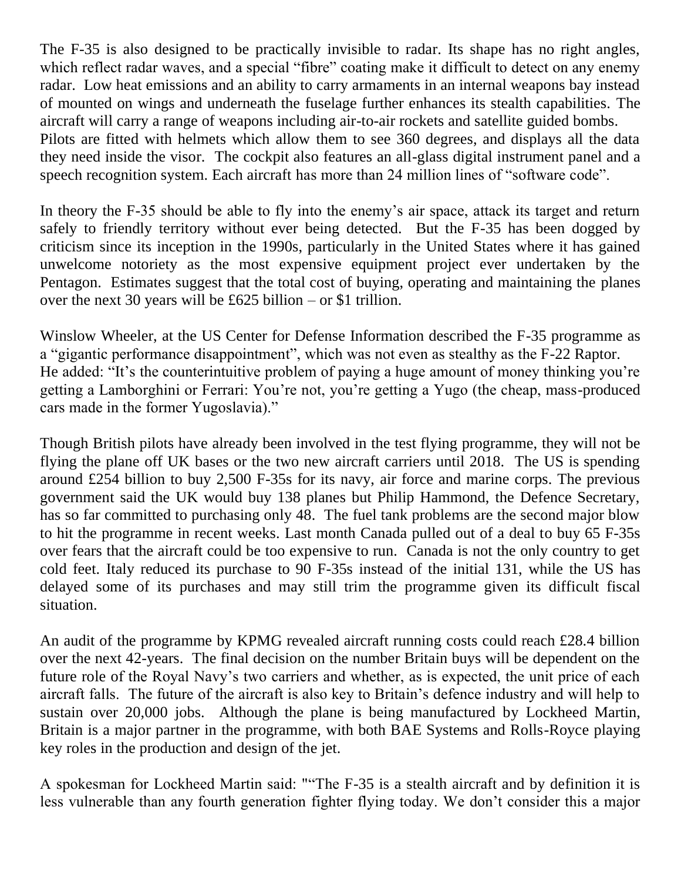The F-35 is also designed to be practically invisible to radar. Its shape has no right angles, which reflect radar waves, and a special "fibre" coating make it difficult to detect on any enemy radar. Low heat emissions and an ability to carry armaments in an internal weapons bay instead of mounted on wings and underneath the fuselage further enhances its stealth capabilities. The aircraft will carry a range of weapons including air-to-air rockets and satellite guided bombs. Pilots are fitted with helmets which allow them to see 360 degrees, and displays all the data they need inside the visor. The cockpit also features an all-glass digital instrument panel and a speech recognition system. Each aircraft has more than 24 million lines of "software code".

In theory the F-35 should be able to fly into the enemy's air space, attack its target and return safely to friendly territory without ever being detected. But the F-35 has been dogged by criticism since its inception in the 1990s, particularly in the United States where it has gained unwelcome notoriety as the most expensive equipment project ever undertaken by the Pentagon. Estimates suggest that the total cost of buying, operating and maintaining the planes over the next 30 years will be £625 billion – or $1 trillion.

Winslow Wheeler, at the US Center for Defense Information described the F-35 programme as a "gigantic performance disappointment", which was not even as stealthy as the F-22 Raptor. He added: "It's the counterintuitive problem of paying a huge amount of money thinking you're getting a Lamborghini or Ferrari: You're not, you're getting a Yugo (the cheap, mass-produced cars made in the former Yugoslavia)."

Though British pilots have already been involved in the test flying programme, they will not be flying the plane off UK bases or the two new aircraft carriers until 2018. The US is spending around £254 billion to buy 2,500 F-35s for its navy, air force and marine corps. The previous government said the UK would buy 138 planes but Philip Hammond, the Defence Secretary, has so far committed to purchasing only 48. The fuel tank problems are the second major blow to hit the programme in recent weeks. Last month Canada pulled out of a deal to buy 65 F-35s over fears that the aircraft could be too expensive to run. Canada is not the only country to get cold feet. Italy reduced its purchase to 90 F-35s instead of the initial 131, while the US has delayed some of its purchases and may still trim the programme given its difficult fiscal situation.

An audit of the programme by KPMG revealed aircraft running costs could reach £28.4 billion over the next 42-years. The final decision on the number Britain buys will be dependent on the future role of the Royal Navy's two carriers and whether, as is expected, the unit price of each aircraft falls. The future of the aircraft is also key to Britain's defence industry and will help to sustain over 20,000 jobs. Although the plane is being manufactured by Lockheed Martin, Britain is a major partner in the programme, with both BAE Systems and Rolls-Royce playing key roles in the production and design of the jet.

A spokesman for Lockheed Martin said: ""The F-35 is a stealth aircraft and by definition it is less vulnerable than any fourth generation fighter flying today. We don't consider this a major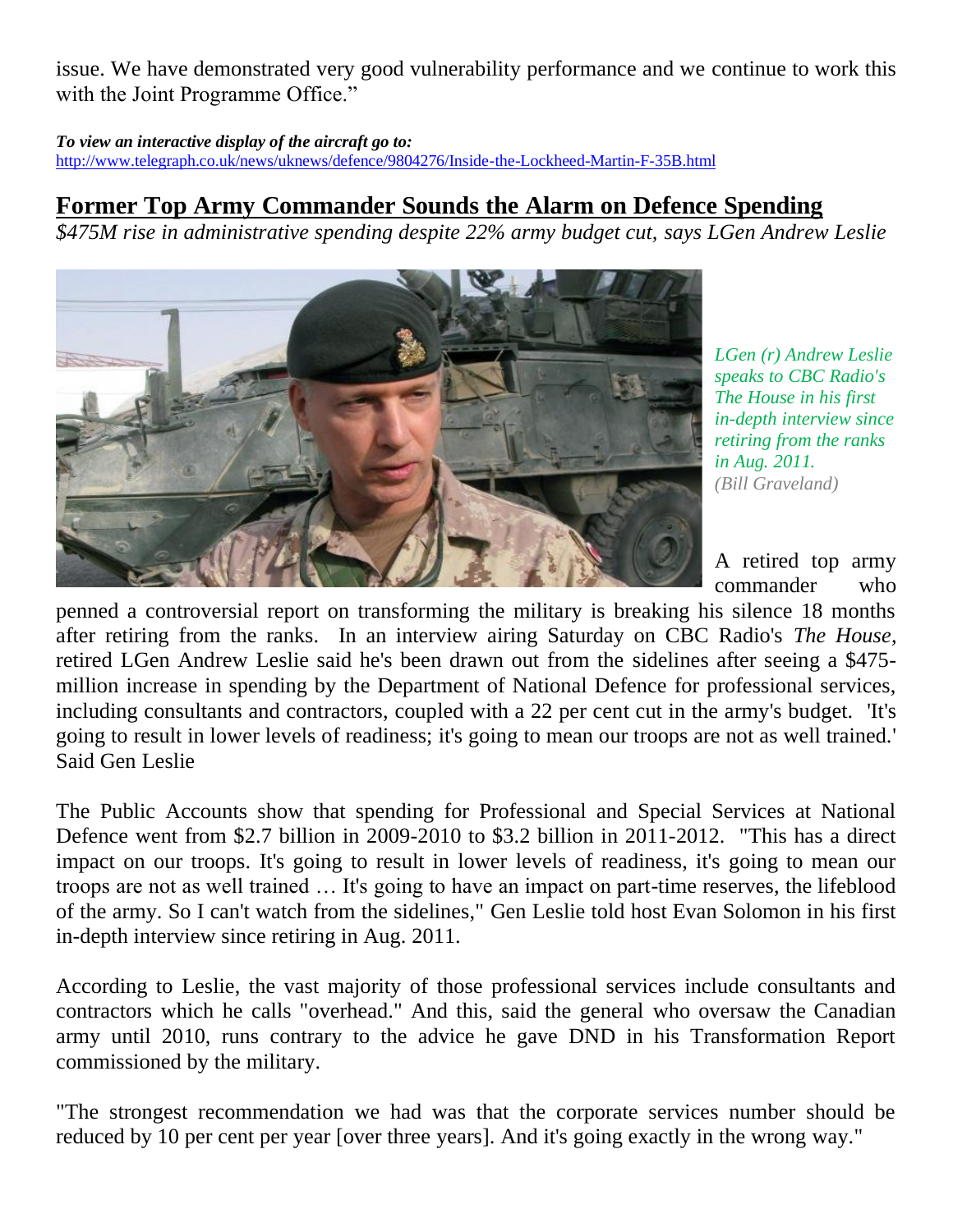issue. We have demonstrated very good vulnerability performance and we continue to work this with the Joint Programme Office."

***To view an interactive display of the aircraft go to:***
http://www.telegraph.co.uk/news/uknews/defence/9804276/Inside-the-Lockheed-Martin-F-35B.html

## Former Top Army Commander Sounds the Alarm on Defence Spending

*$475M rise in administrative spending despite 22% army budget cut, says LGen Andrew Leslie*

*LGen (r) Andrew Leslie speaks to CBC Radio's The House in his first in-depth interview since retiring from the ranks in Aug. 2011.*
*(Bill Graveland)*

A retired top army commander who penned a controversial report on transforming the military is breaking his silence 18 months after retiring from the ranks. In an interview airing Saturday on CBC Radio's *The House*, retired LGen Andrew Leslie said he's been drawn out from the sidelines after seeing a $475-million increase in spending by the Department of National Defence for professional services, including consultants and contractors, coupled with a 22 per cent cut in the army's budget. 'It's going to result in lower levels of readiness; it's going to mean our troops are not as well trained.' Said Gen Leslie

The Public Accounts show that spending for Professional and Special Services at National Defence went from $2.7 billion in 2009-2010 to $3.2 billion in 2011-2012. "This has a direct impact on our troops. It's going to result in lower levels of readiness, it's going to mean our troops are not as well trained … It's going to have an impact on part-time reserves, the lifeblood of the army. So I can't watch from the sidelines," Gen Leslie told host Evan Solomon in his first in-depth interview since retiring in Aug. 2011.

According to Leslie, the vast majority of those professional services include consultants and contractors which he calls "overhead." And this, said the general who oversaw the Canadian army until 2010, runs contrary to the advice he gave DND in his Transformation Report commissioned by the military.

"The strongest recommendation we had was that the corporate services number should be reduced by 10 per cent per year [over three years]. And it's going exactly in the wrong way."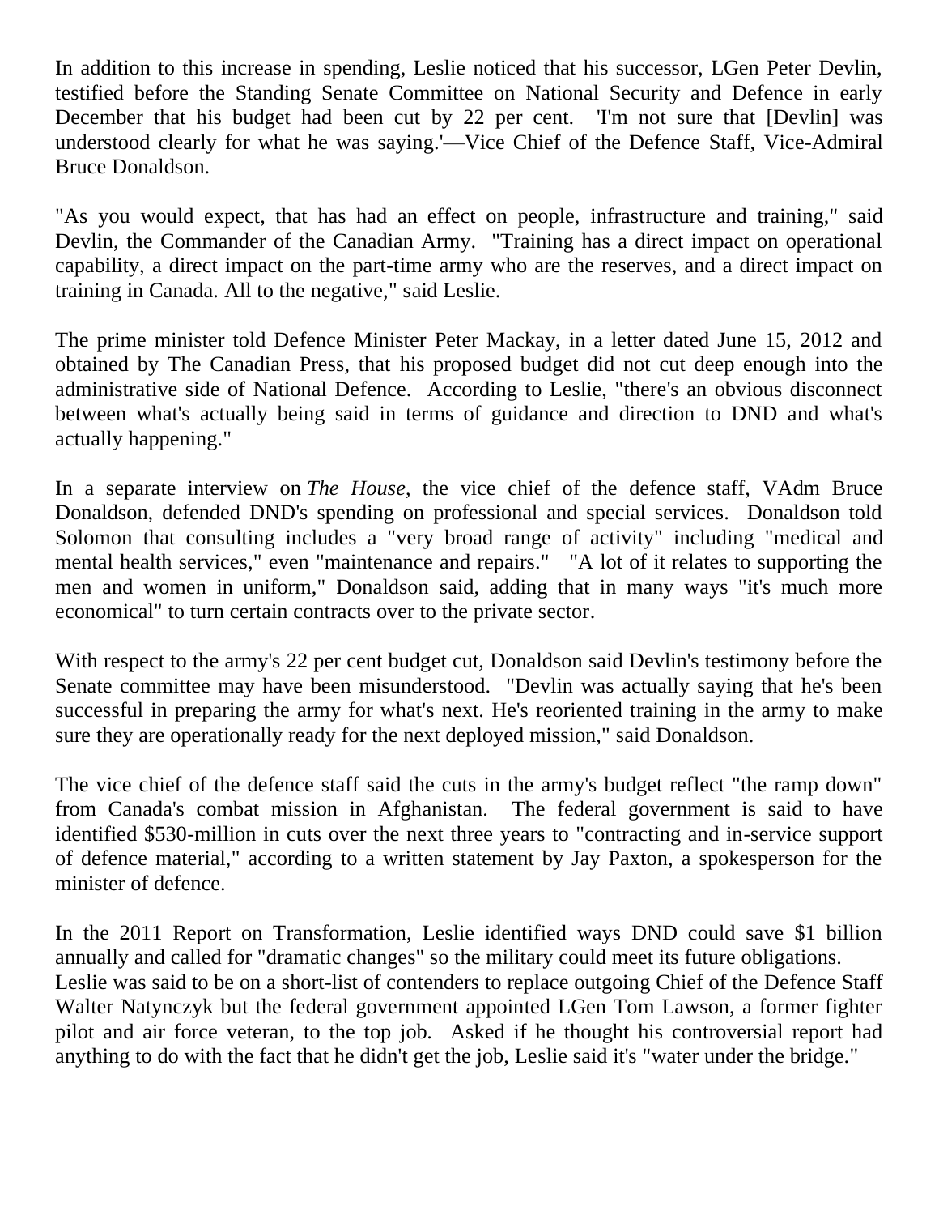In addition to this increase in spending, Leslie noticed that his successor, LGen Peter Devlin, testified before the Standing Senate Committee on National Security and Defence in early December that his budget had been cut by 22 per cent. 'I'm not sure that [Devlin] was understood clearly for what he was saying.'—Vice Chief of the Defence Staff, Vice-Admiral Bruce Donaldson.

"As you would expect, that has had an effect on people, infrastructure and training," said Devlin, the Commander of the Canadian Army. "Training has a direct impact on operational capability, a direct impact on the part-time army who are the reserves, and a direct impact on training in Canada. All to the negative," said Leslie.

The prime minister told Defence Minister Peter Mackay, in a letter dated June 15, 2012 and obtained by The Canadian Press, that his proposed budget did not cut deep enough into the administrative side of National Defence. According to Leslie, "there's an obvious disconnect between what's actually being said in terms of guidance and direction to DND and what's actually happening."

In a separate interview on *The House*, the vice chief of the defence staff, VAdm Bruce Donaldson, defended DND's spending on professional and special services. Donaldson told Solomon that consulting includes a "very broad range of activity" including "medical and mental health services," even "maintenance and repairs." "A lot of it relates to supporting the men and women in uniform," Donaldson said, adding that in many ways "it's much more economical" to turn certain contracts over to the private sector.

With respect to the army's 22 per cent budget cut, Donaldson said Devlin's testimony before the Senate committee may have been misunderstood. "Devlin was actually saying that he's been successful in preparing the army for what's next. He's reoriented training in the army to make sure they are operationally ready for the next deployed mission," said Donaldson.

The vice chief of the defence staff said the cuts in the army's budget reflect "the ramp down" from Canada's combat mission in Afghanistan. The federal government is said to have identified $530-million in cuts over the next three years to "contracting and in-service support of defence material," according to a written statement by Jay Paxton, a spokesperson for the minister of defence.

In the 2011 Report on Transformation, Leslie identified ways DND could save $1 billion annually and called for "dramatic changes" so the military could meet its future obligations.
Leslie was said to be on a short-list of contenders to replace outgoing Chief of the Defence Staff Walter Natynczyk but the federal government appointed LGen Tom Lawson, a former fighter pilot and air force veteran, to the top job. Asked if he thought his controversial report had anything to do with the fact that he didn't get the job, Leslie said it's "water under the bridge."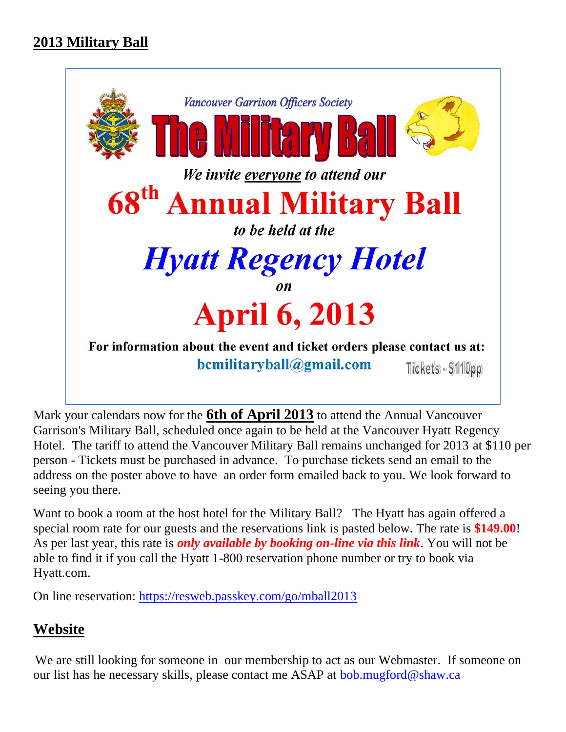## 2013 Military Ball

Vancouver Garrison Officers Society

# The Military Ball

*We invite everyone to attend our*

# 68th Annual Military Ball

*to be held at the*

# *Hyatt Regency Hotel*

*on*

# April 6, 2013

**For information about the event and ticket orders please contact us at:**

**bcmilitaryball@gmail.com** Tickets - $110pp

Mark your calendars now for the **6th of April 2013** to attend the Annual Vancouver Garrison's Military Ball, scheduled once again to be held at the Vancouver Hyatt Regency Hotel. The tariff to attend the Vancouver Military Ball remains unchanged for 2013 at $110 per person - Tickets must be purchased in advance. To purchase tickets send an email to the address on the poster above to have an order form emailed back to you. We look forward to seeing you there.

Want to book a room at the host hotel for the Military Ball? The Hyatt has again offered a special room rate for our guests and the reservations link is pasted below. The rate is **$149.00**! As per last year, this rate is ***only available by booking on-line via this link***. You will not be able to find it if you call the Hyatt 1-800 reservation phone number or try to book via Hyatt.com.

On line reservation: https://resweb.passkey.com/go/mball2013

## Website

We are still looking for someone in our membership to act as our Webmaster. If someone on our list has he necessary skills, please contact me ASAP at bob.mugford@shaw.ca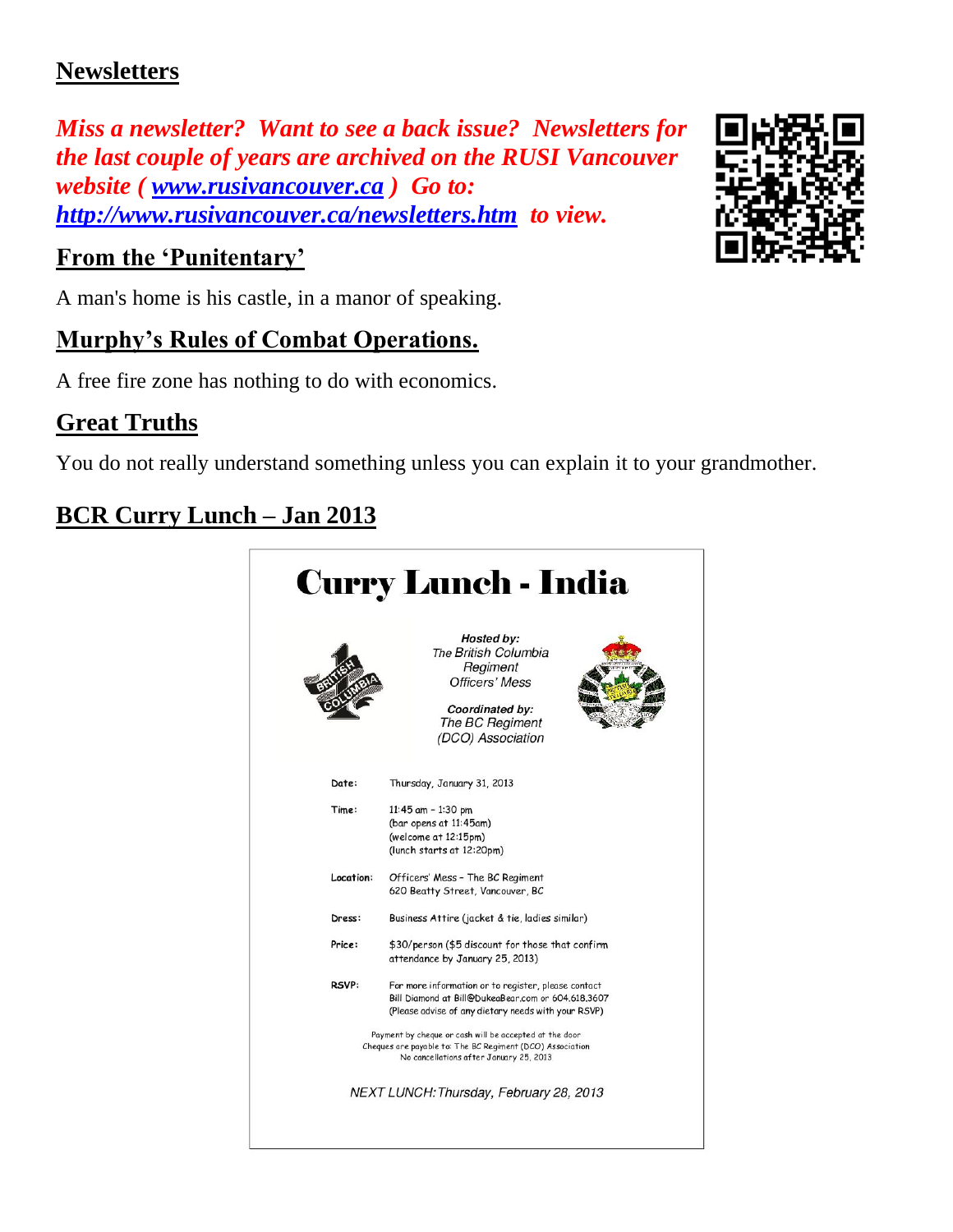## Newsletters

***Miss a newsletter? Want to see a back issue? Newsletters for the last couple of years are archived on the RUSI Vancouver website ( [www.rusivancouver.ca](http://www.rusivancouver.ca) ) Go to: [http://www.rusivancouver.ca/newsletters.htm](http://www.rusivancouver.ca/newsletters.htm) to view.***

## From the 'Punitentary'

A man's home is his castle, in a manor of speaking.

## Murphy's Rules of Combat Operations.

A free fire zone has nothing to do with economics.

## Great Truths

You do not really understand something unless you can explain it to your grandmother.

## BCR Curry Lunch – Jan 2013

# Curry Lunch - India

***Hosted by:***
*The British Columbia Regiment Officers' Mess*

***Coordinated by:***
*The BC Regiment (DCO) Association*

| | |
|---|---|
| **Date:** | Thursday, January 31, 2013 |
| **Time:** | 11:45 am – 1:30 pm (bar opens at 11:45am) (welcome at 12:15pm) (lunch starts at 12:20pm) |
| **Location:** | Officers' Mess – The BC Regiment 620 Beatty Street, Vancouver, BC |
| **Dress:** | Business Attire (jacket & tie, ladies similar) |
| **Price:** | $30/person ($5 discount for those that confirm attendance by January 25, 2013) |
| **RSVP:** | For more information or to register, please contact Bill Diamond at Bill@DukeaBear.com or 604.618.3607 (Please advise of any dietary needs with your RSVP) |

Payment by cheque or cash will be accepted at the door
Cheques are payable to: The BC Regiment (DCO) Association
No cancellations after January 25, 2013

*NEXT LUNCH: Thursday, February 28, 2013*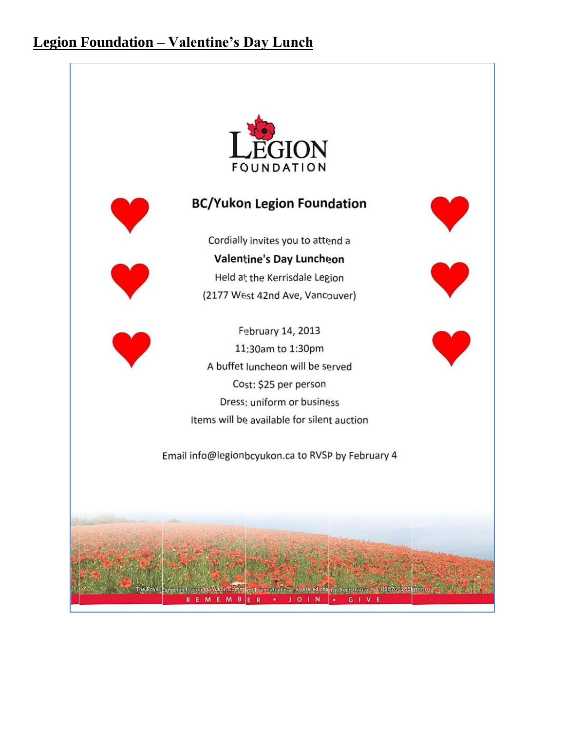## Legion Foundation – Valentine's Day Lunch

LEGION FOUNDATION

**BC/Yukon Legion Foundation**

Cordially invites you to attend a

**Valentine's Day Luncheon**

Held at the Kerrisdale Legion

(2177 West 42nd Ave, Vancouver)

February 14, 2013

11:30am to 1:30pm

A buffet luncheon will be served

Cost: $25 per person

Dress: uniform or business

Items will be available for silent auction

Email info@legionbcyukon.ca to RVSP by February 4

The Royal Canadian Legion BC/Yukon Command Foundation is a registered charity. Registration No. 880760285RR0001

REMEMBER • JOIN • GIVE